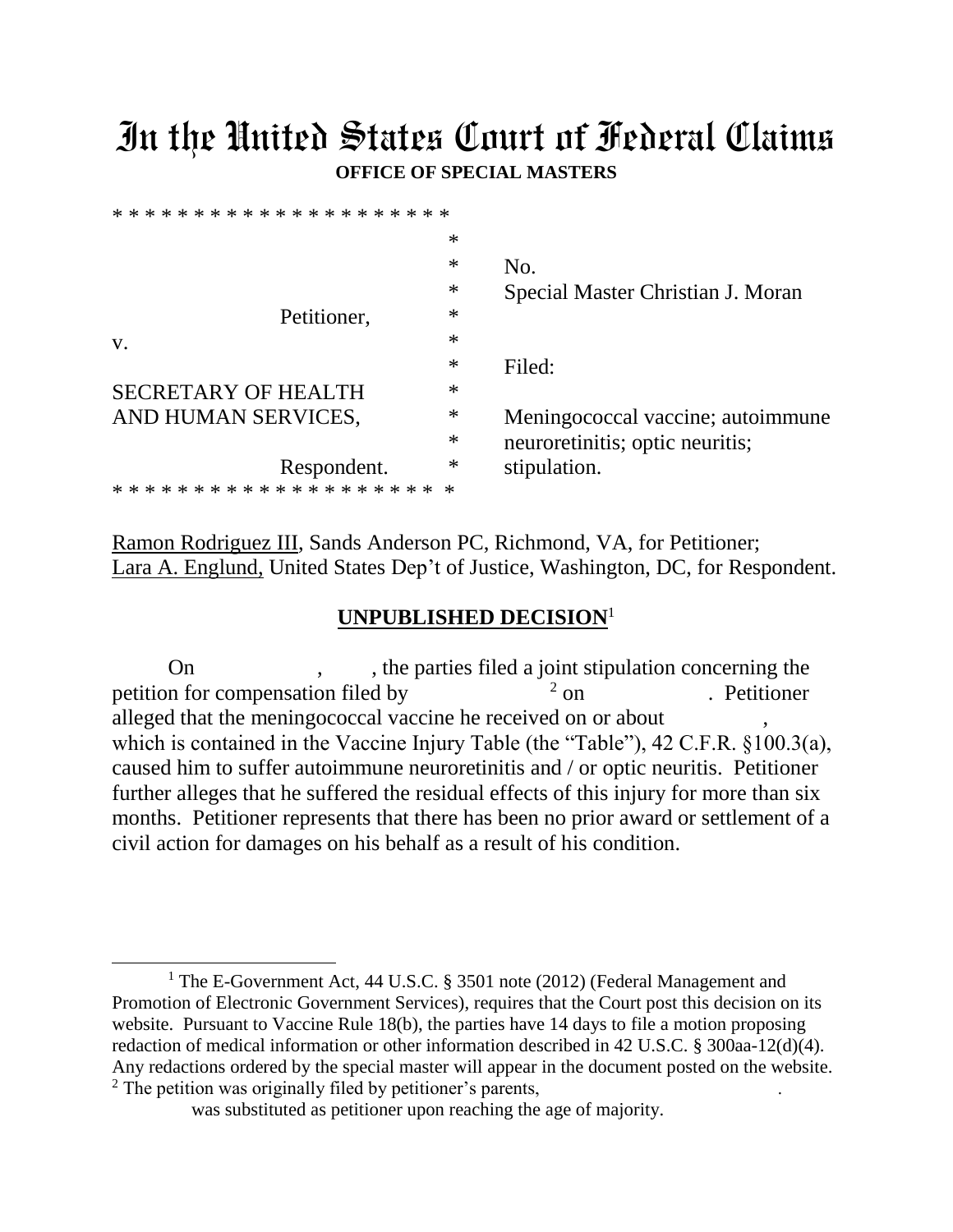# In the United States Court of Federal Claims

**OFFICE OF SPECIAL MASTERS**

| | | |
|---|---|---|
| | * | No. |
| Petitioner, | * | Special Master Christian J. Moran |
| v. | * | |
| | * | Filed: |
| SECRETARY OF HEALTH AND HUMAN SERVICES, | * | Meningococcal vaccine; autoimmune neuroretinitis; optic neuritis; stipulation. |
| Respondent. | * | |

Ramon Rodriguez III, Sands Anderson PC, Richmond, VA, for Petitioner;
Lara A. Englund, United States Dep't of Justice, Washington, DC, for Respondent.

## UNPUBLISHED DECISION[1]

On , , the parties filed a joint stipulation concerning the petition for compensation filed by [2] on . Petitioner alleged that the meningococcal vaccine he received on or about , which is contained in the Vaccine Injury Table (the "Table"), 42 C.F.R. §100.3(a), caused him to suffer autoimmune neuroretinitis and / or optic neuritis. Petitioner further alleges that he suffered the residual effects of this injury for more than six months. Petitioner represents that there has been no prior award or settlement of a civil action for damages on his behalf as a result of his condition.

---

[1] The E-Government Act, 44 U.S.C. § 3501 note (2012) (Federal Management and Promotion of Electronic Government Services), requires that the Court post this decision on its website. Pursuant to Vaccine Rule 18(b), the parties have 14 days to file a motion proposing redaction of medical information or other information described in 42 U.S.C. § 300aa-12(d)(4). Any redactions ordered by the special master will appear in the document posted on the website.

[2] The petition was originally filed by petitioner's parents, . was substituted as petitioner upon reaching the age of majority.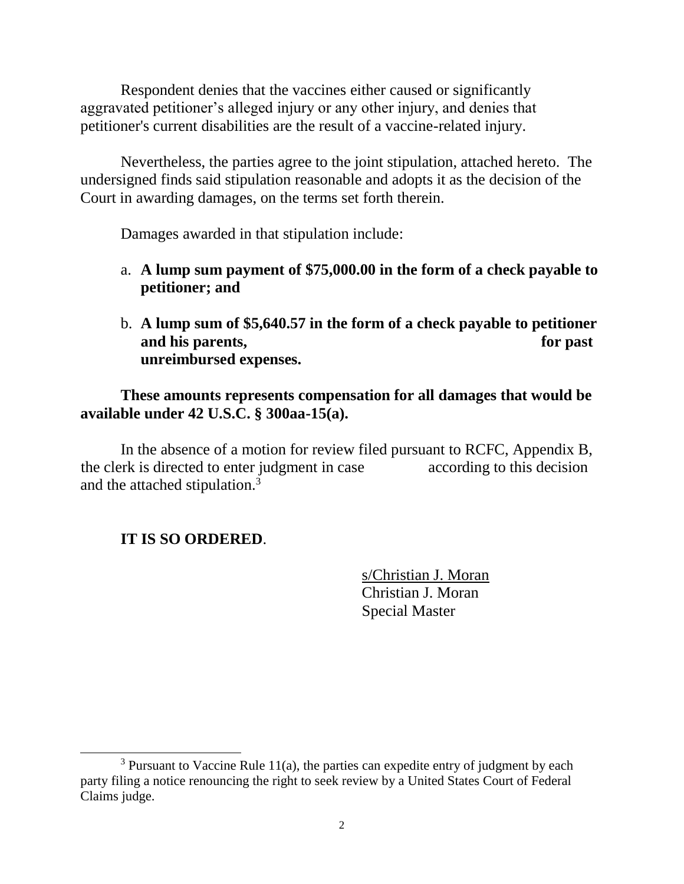Respondent denies that the vaccines either caused or significantly aggravated petitioner's alleged injury or any other injury, and denies that petitioner's current disabilities are the result of a vaccine-related injury.

Nevertheless, the parties agree to the joint stipulation, attached hereto. The undersigned finds said stipulation reasonable and adopts it as the decision of the Court in awarding damages, on the terms set forth therein.

Damages awarded in that stipulation include:

a. **A lump sum payment of $75,000.00 in the form of a check payable to petitioner; and**

b. **A lump sum of $5,640.57 in the form of a check payable to petitioner and his parents, for past unreimbursed expenses.**

**These amounts represents compensation for all damages that would be available under 42 U.S.C. § 300aa-15(a).**

In the absence of a motion for review filed pursuant to RCFC, Appendix B, the clerk is directed to enter judgment in case according to this decision and the attached stipulation.[3]

**IT IS SO ORDERED**.

s/Christian J. Moran
Christian J. Moran
Special Master

[3] Pursuant to Vaccine Rule 11(a), the parties can expedite entry of judgment by each party filing a notice renouncing the right to seek review by a United States Court of Federal Claims judge.